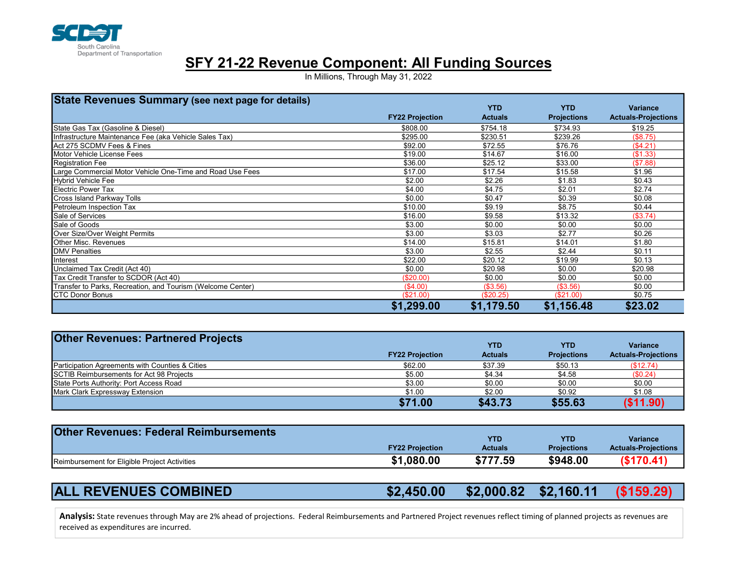SCDOT South Carolina Department of Transportation

# SFY 21-22 Revenue Component: All Funding Sources

In Millions, Through May 31, 2022

| State Revenues Summary (see next page for details) | FY22 Projection | YTD Actuals | YTD Projections | Variance Actuals-Projections |
|---|---|---|---|---|
| State Gas Tax (Gasoline & Diesel) | $808.00 | $754.18 | $734.93 | $19.25 |
| Infrastructure Maintenance Fee (aka Vehicle Sales Tax) | $295.00 | $230.51 | $239.26 | ($8.75) |
| Act 275 SCDMV Fees & Fines | $92.00 | $72.55 | $76.76 | ($4.21) |
| Motor Vehicle License Fees | $19.00 | $14.67 | $16.00 | ($1.33) |
| Registration Fee | $36.00 | $25.12 | $33.00 | ($7.88) |
| Large Commercial Motor Vehicle One-Time and Road Use Fees | $17.00 | $17.54 | $15.58 | $1.96 |
| Hybrid Vehicle Fee | $2.00 | $2.26 | $1.83 | $0.43 |
| Electric Power Tax | $4.00 | $4.75 | $2.01 | $2.74 |
| Cross Island Parkway Tolls | $0.00 | $0.47 | $0.39 | $0.08 |
| Petroleum Inspection Tax | $10.00 | $9.19 | $8.75 | $0.44 |
| Sale of Services | $16.00 | $9.58 | $13.32 | ($3.74) |
| Sale of Goods | $3.00 | $0.00 | $0.00 | $0.00 |
| Over Size/Over Weight Permits | $3.00 | $3.03 | $2.77 | $0.26 |
| Other Misc. Revenues | $14.00 | $15.81 | $14.01 | $1.80 |
| DMV Penalties | $3.00 | $2.55 | $2.44 | $0.11 |
| Interest | $22.00 | $20.12 | $19.99 | $0.13 |
| Unclaimed Tax Credit (Act 40) | $0.00 | $20.98 | $0.00 | $20.98 |
| Tax Credit Transfer to SCDOR (Act 40) | ($20.00) | $0.00 | $0.00 | $0.00 |
| Transfer to Parks, Recreation, and Tourism (Welcome Center) | ($4.00) | ($3.56) | ($3.56) | $0.00 |
| CTC Donor Bonus | ($21.00) | ($20.25) | ($21.00) | $0.75 |
| | **$1,299.00** | **$1,179.50** | **$1,156.48** | **$23.02** |

| Other Revenues: Partnered Projects | FY22 Projection | YTD Actuals | YTD Projections | Variance Actuals-Projections |
|---|---|---|---|---|
| Participation Agreements with Counties & Cities | $62.00 | $37.39 | $50.13 | ($12.74) |
| SCTIB Reimbursements for Act 98 Projects | $5.00 | $4.34 | $4.58 | ($0.24) |
| State Ports Authority: Port Access Road | $3.00 | $0.00 | $0.00 | $0.00 |
| Mark Clark Expressway Extension | $1.00 | $2.00 | $0.92 | $1.08 |
| | **$71.00** | **$43.73** | **$55.63** | **($11.90)** |

| Other Revenues: Federal Reimbursements | FY22 Projection | YTD Actuals | YTD Projections | Variance Actuals-Projections |
|---|---|---|---|---|
| Reimbursement for Eligible Project Activities | **$1,080.00** | **$777.59** | **$948.00** | **($170.41)** |

| ALL REVENUES COMBINED | $2,450.00 | $2,000.82 | $2,160.11 | ($159.29) |
|---|---|---|---|---|

**Analysis:** State revenues through May are 2% ahead of projections. Federal Reimbursements and Partnered Project revenues reflect timing of planned projects as revenues are received as expenditures are incurred.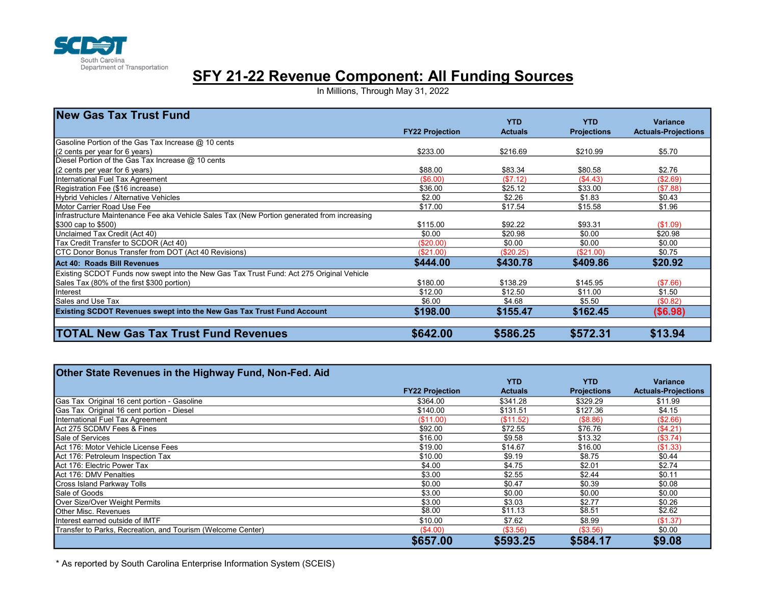SCDOT South Carolina Department of Transportation

# SFY 21-22 Revenue Component: All Funding Sources

In Millions, Through May 31, 2022

| New Gas Tax Trust Fund | FY22 Projection | YTD Actuals | YTD Projections | Variance Actuals-Projections |
|---|---|---|---|---|
| Gasoline Portion of the Gas Tax Increase @ 10 cents (2 cents per year for 6 years) | $233.00 | $216.69 | $210.99 | $5.70 |
| Diesel Portion of the Gas Tax Increase @ 10 cents (2 cents per year for 6 years) | $88.00 | $83.34 | $80.58 | $2.76 |
| International Fuel Tax Agreement | ($6.00) | ($7.12) | ($4.43) | ($2.69) |
| Registration Fee ($16 increase) | $36.00 | $25.12 | $33.00 | ($7.88) |
| Hybrid Vehicles / Alternative Vehicles | $2.00 | $2.26 | $1.83 | $0.43 |
| Motor Carrier Road Use Fee | $17.00 | $17.54 | $15.58 | $1.96 |
| Infrastructure Maintenance Fee aka Vehicle Sales Tax (New Portion generated from increasing $300 cap to $500) | $115.00 | $92.22 | $93.31 | ($1.09) |
| Unclaimed Tax Credit (Act 40) | $0.00 | $20.98 | $0.00 | $20.98 |
| Tax Credit Transfer to SCDOR (Act 40) | ($20.00) | $0.00 | $0.00 | $0.00 |
| CTC Donor Bonus Transfer from DOT (Act 40 Revisions) | ($21.00) | ($20.25) | ($21.00) | $0.75 |
| **Act 40: Roads Bill Revenues** | **$444.00** | **$430.78** | **$409.86** | **$20.92** |
| Existing SCDOT Funds now swept into the New Gas Tax Trust Fund: Act 275 Original Vehicle Sales Tax (80% of the first $300 portion) | $180.00 | $138.29 | $145.95 | ($7.66) |
| Interest | $12.00 | $12.50 | $11.00 | $1.50 |
| Sales and Use Tax | $6.00 | $4.68 | $5.50 | ($0.82) |
| **Existing SCDOT Revenues swept into the New Gas Tax Trust Fund Account** | **$198.00** | **$155.47** | **$162.45** | **($6.98)** |
| | | | | |
| **TOTAL New Gas Tax Trust Fund Revenues** | **$642.00** | **$586.25** | **$572.31** | **$13.94** |

| Other State Revenues in the Highway Fund, Non-Fed. Aid | FY22 Projection | YTD Actuals | YTD Projections | Variance Actuals-Projections |
|---|---|---|---|---|
| Gas Tax Original 16 cent portion - Gasoline | $364.00 | $341.28 | $329.29 | $11.99 |
| Gas Tax Original 16 cent portion - Diesel | $140.00 | $131.51 | $127.36 | $4.15 |
| International Fuel Tax Agreement | ($11.00) | ($11.52) | ($8.86) | ($2.66) |
| Act 275 SCDMV Fees & Fines | $92.00 | $72.55 | $76.76 | ($4.21) |
| Sale of Services | $16.00 | $9.58 | $13.32 | ($3.74) |
| Act 176: Motor Vehicle License Fees | $19.00 | $14.67 | $16.00 | ($1.33) |
| Act 176: Petroleum Inspection Tax | $10.00 | $9.19 | $8.75 | $0.44 |
| Act 176: Electric Power Tax | $4.00 | $4.75 | $2.01 | $2.74 |
| Act 176: DMV Penalties | $3.00 | $2.55 | $2.44 | $0.11 |
| Cross Island Parkway Tolls | $0.00 | $0.47 | $0.39 | $0.08 |
| Sale of Goods | $3.00 | $0.00 | $0.00 | $0.00 |
| Over Size/Over Weight Permits | $3.00 | $3.03 | $2.77 | $0.26 |
| Other Misc. Revenues | $8.00 | $11.13 | $8.51 | $2.62 |
| Interest earned outside of IMTF | $10.00 | $7.62 | $8.99 | ($1.37) |
| Transfer to Parks, Recreation, and Tourism (Welcome Center) | ($4.00) | ($3.56) | ($3.56) | $0.00 |
| | **$657.00** | **$593.25** | **$584.17** | **$9.08** |

* As reported by South Carolina Enterprise Information System (SCEIS)